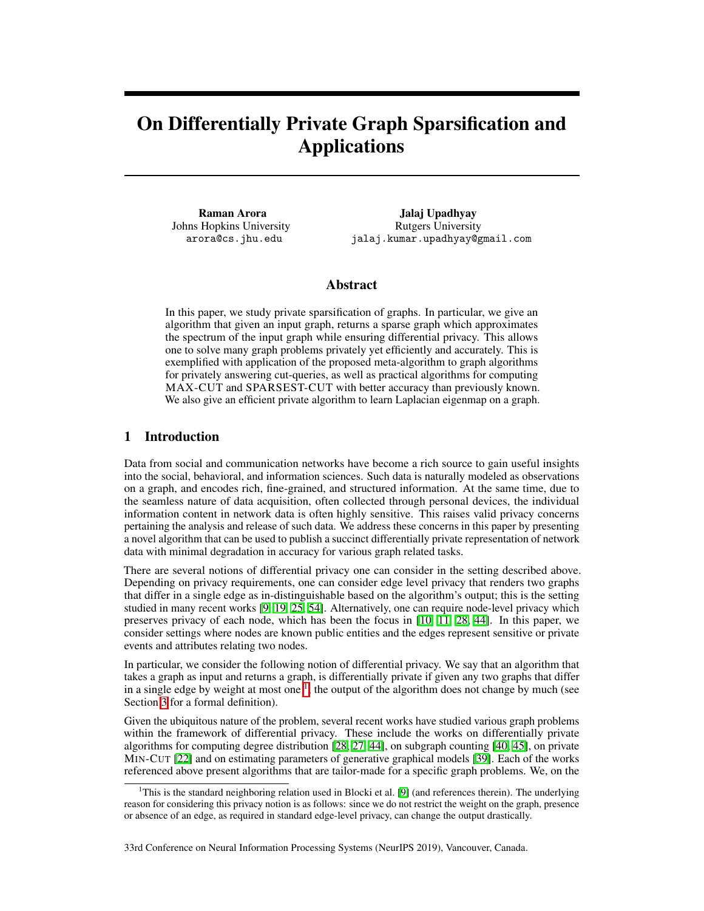# On Differentially Private Graph Sparsification and Applications

**Raman Arora**
Johns Hopkins University
arora@cs.jhu.edu

**Jalaj Upadhyay**
Rutgers University
jalaj.kumar.upadhyay@gmail.com

## Abstract

In this paper, we study private sparsification of graphs. In particular, we give an algorithm that given an input graph, returns a sparse graph which approximates the spectrum of the input graph while ensuring differential privacy. This allows one to solve many graph problems privately yet efficiently and accurately. This is exemplified with application of the proposed meta-algorithm to graph algorithms for privately answering cut-queries, as well as practical algorithms for computing MAX-CUT and SPARSEST-CUT with better accuracy than previously known. We also give an efficient private algorithm to learn Laplacian eigenmap on a graph.

## 1 Introduction

Data from social and communication networks have become a rich source to gain useful insights into the social, behavioral, and information sciences. Such data is naturally modeled as observations on a graph, and encodes rich, fine-grained, and structured information. At the same time, due to the seamless nature of data acquisition, often collected through personal devices, the individual information content in network data is often highly sensitive. This raises valid privacy concerns pertaining the analysis and release of such data. We address these concerns in this paper by presenting a novel algorithm that can be used to publish a succinct differentially private representation of network data with minimal degradation in accuracy for various graph related tasks.

There are several notions of differential privacy one can consider in the setting described above. Depending on privacy requirements, one can consider edge level privacy that renders two graphs that differ in a single edge as in-distinguishable based on the algorithm's output; this is the setting studied in many recent works [9, 19, 25, 54]. Alternatively, one can require node-level privacy which preserves privacy of each node, which has been the focus in [10, 11, 28, 44]. In this paper, we consider settings where nodes are known public entities and the edges represent sensitive or private events and attributes relating two nodes.

In particular, we consider the following notion of differential privacy. We say that an algorithm that takes a graph as input and returns a graph, is differentially private if given any two graphs that differ in a single edge by weight at most one [1], the output of the algorithm does not change by much (see Section 3 for a formal definition).

Given the ubiquitous nature of the problem, several recent works have studied various graph problems within the framework of differential privacy. These include the works on differentially private algorithms for computing degree distribution [28, 27, 44], on subgraph counting [40, 45], on private MIN-CUT [22] and on estimating parameters of generative graphical models [39]. Each of the works referenced above present algorithms that are tailor-made for a specific graph problems. We, on the

[1] This is the standard neighboring relation used in Blocki et al. [9] (and references therein). The underlying reason for considering this privacy notion is as follows: since we do not restrict the weight on the graph, presence or absence of an edge, as required in standard edge-level privacy, can change the output drastically.

33rd Conference on Neural Information Processing Systems (NeurIPS 2019), Vancouver, Canada.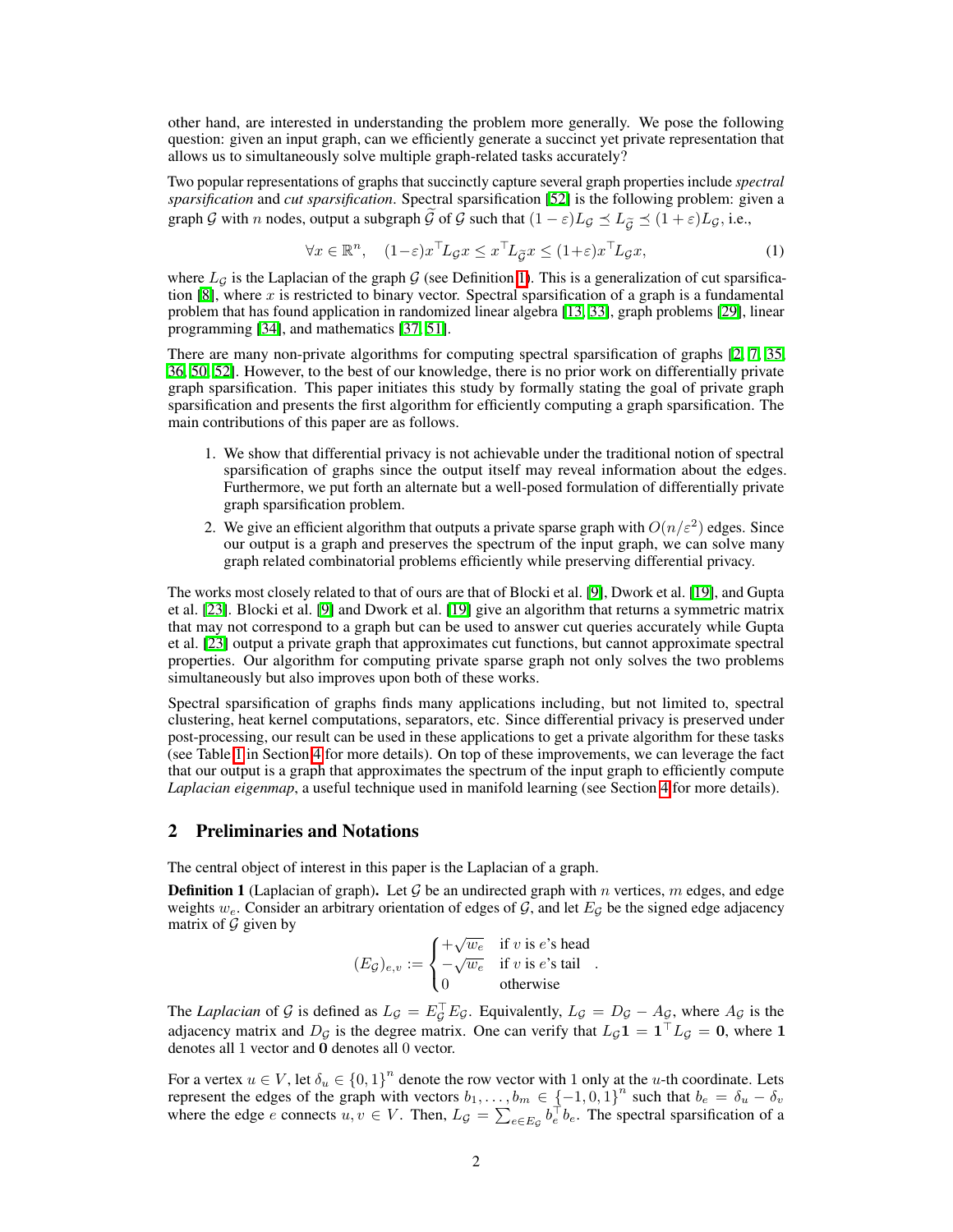other hand, are interested in understanding the problem more generally. We pose the following question: given an input graph, can we efficiently generate a succinct yet private representation that allows us to simultaneously solve multiple graph-related tasks accurately?

Two popular representations of graphs that succinctly capture several graph properties include *spectral sparsification* and *cut sparsification*. Spectral sparsification [52] is the following problem: given a graph $\mathcal{G}$ with $n$ nodes, output a subgraph $\widetilde{\mathcal{G}}$ of $\mathcal{G}$ such that $(1-\varepsilon)L_{\mathcal{G}} \preceq L_{\widetilde{\mathcal{G}}} \preceq (1+\varepsilon)L_{\mathcal{G}}$, i.e.,

$$\forall x \in \mathbb{R}^n, \quad (1-\varepsilon)x^\top L_{\mathcal{G}} x \leq x^\top L_{\widetilde{\mathcal{G}}} x \leq (1+\varepsilon)x^\top L_{\mathcal{G}} x, \tag{1}$$

where $L_{\mathcal{G}}$ is the Laplacian of the graph $\mathcal{G}$ (see Definition 1). This is a generalization of cut sparsification [8], where $x$ is restricted to binary vector. Spectral sparsification of a graph is a fundamental problem that has found application in randomized linear algebra [13, 33], graph problems [29], linear programming [34], and mathematics [37, 51].

There are many non-private algorithms for computing spectral sparsification of graphs [2, 7, 35, 36, 50, 52]. However, to the best of our knowledge, there is no prior work on differentially private graph sparsification. This paper initiates this study by formally stating the goal of private graph sparsification and presents the first algorithm for efficiently computing a graph sparsification. The main contributions of this paper are as follows.

1. We show that differential privacy is not achievable under the traditional notion of spectral sparsification of graphs since the output itself may reveal information about the edges. Furthermore, we put forth an alternate but a well-posed formulation of differentially private graph sparsification problem.
2. We give an efficient algorithm that outputs a private sparse graph with $O(n/\varepsilon^2)$ edges. Since our output is a graph and preserves the spectrum of the input graph, we can solve many graph related combinatorial problems efficiently while preserving differential privacy.

The works most closely related to that of ours are that of Blocki et al. [9], Dwork et al. [19], and Gupta et al. [23]. Blocki et al. [9] and Dwork et al. [19] give an algorithm that returns a symmetric matrix that may not correspond to a graph but can be used to answer cut queries accurately while Gupta et al. [23] output a private graph that approximates cut functions, but cannot approximate spectral properties. Our algorithm for computing private sparse graph not only solves the two problems simultaneously but also improves upon both of these works.

Spectral sparsification of graphs finds many applications including, but not limited to, spectral clustering, heat kernel computations, separators, etc. Since differential privacy is preserved under post-processing, our result can be used in these applications to get a private algorithm for these tasks (see Table 1 in Section 4 for more details). On top of these improvements, we can leverage the fact that our output is a graph that approximates the spectrum of the input graph to efficiently compute *Laplacian eigenmap*, a useful technique used in manifold learning (see Section 4 for more details).

## 2 Preliminaries and Notations

The central object of interest in this paper is the Laplacian of a graph.

**Definition 1** (Laplacian of graph). Let $\mathcal{G}$ be an undirected graph with $n$ vertices, $m$ edges, and edge weights $w_e$. Consider an arbitrary orientation of edges of $\mathcal{G}$, and let $E_{\mathcal{G}}$ be the signed edge adjacency matrix of $\mathcal{G}$ given by

$$(E_{\mathcal{G}})_{e,v} := \begin{cases} +\sqrt{w_e} & \text{if } v \text{ is } e\text{'s head} \\ -\sqrt{w_e} & \text{if } v \text{ is } e\text{'s tail} \\ 0 & \text{otherwise} \end{cases}.$$

The *Laplacian* of $\mathcal{G}$ is defined as $L_{\mathcal{G}} = E_{\mathcal{G}}^\top E_{\mathcal{G}}$. Equivalently, $L_{\mathcal{G}} = D_{\mathcal{G}} - A_{\mathcal{G}}$, where $A_{\mathcal{G}}$ is the adjacency matrix and $D_{\mathcal{G}}$ is the degree matrix. One can verify that $L_{\mathcal{G}}\mathbf{1} = \mathbf{1}^\top L_{\mathcal{G}} = \mathbf{0}$, where $\mathbf{1}$ denotes all 1 vector and $\mathbf{0}$ denotes all 0 vector.

For a vertex $u \in V$, let $\delta_u \in \{0,1\}^n$ denote the row vector with 1 only at the $u$-th coordinate. Lets represent the edges of the graph with vectors $b_1, \ldots, b_m \in \{-1,0,1\}^n$ such that $b_e = \delta_u - \delta_v$ where the edge $e$ connects $u, v \in V$. Then, $L_{\mathcal{G}} = \sum_{e \in E_{\mathcal{G}}} b_e^\top b_e$. The spectral sparsification of a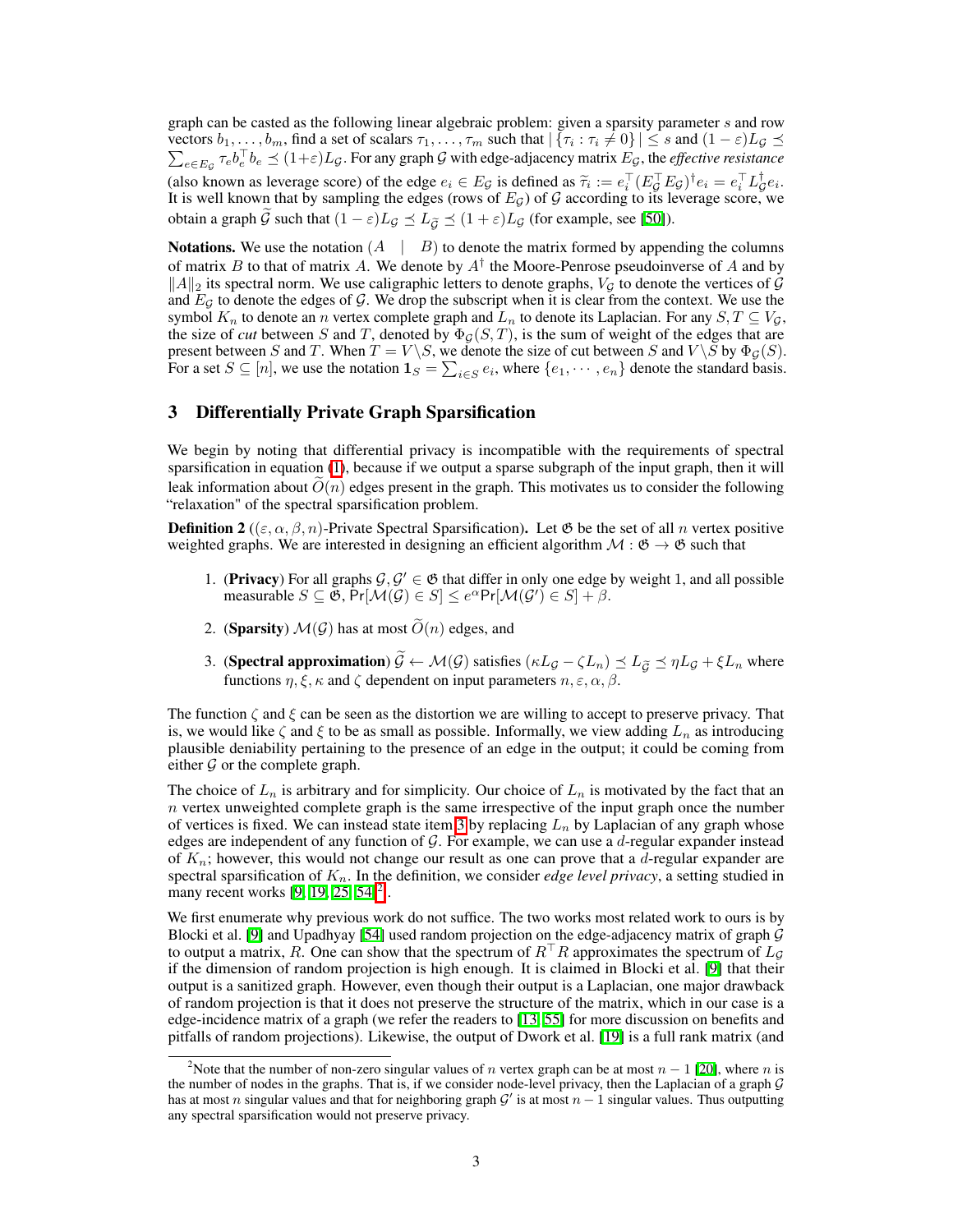graph can be casted as the following linear algebraic problem: given a sparsity parameter $s$ and row vectors $b_1, \ldots, b_m$, find a set of scalars $\tau_1, \ldots, \tau_m$ such that $|\{\tau_i : \tau_i \neq 0\}| \leq s$ and $(1-\varepsilon)L_\mathcal{G} \preceq \sum_{e \in E_\mathcal{G}} \tau_e b_e^\top b_e \preceq (1+\varepsilon)L_\mathcal{G}$. For any graph $\mathcal{G}$ with edge-adjacency matrix $E_\mathcal{G}$, the *effective resistance* (also known as leverage score) of the edge $e_i \in E_\mathcal{G}$ is defined as $\widetilde{\tau}_i := e_i^\top (E_\mathcal{G}^\top E_\mathcal{G})^\dagger e_i = e_i^\top L_\mathcal{G}^\dagger e_i$. It is well known that by sampling the edges (rows of $E_\mathcal{G}$) of $\mathcal{G}$ according to its leverage score, we obtain a graph $\widetilde{\mathcal{G}}$ such that $(1-\varepsilon)L_\mathcal{G} \preceq L_{\widetilde{\mathcal{G}}} \preceq (1+\varepsilon)L_\mathcal{G}$ (for example, see [50]).

**Notations.** We use the notation $(A \quad | \quad B)$ to denote the matrix formed by appending the columns of matrix $B$ to that of matrix $A$. We denote by $A^\dagger$ the Moore-Penrose pseudoinverse of $A$ and by $\|A\|_2$ its spectral norm. We use caligraphic letters to denote graphs, $V_\mathcal{G}$ to denote the vertices of $\mathcal{G}$ and $E_\mathcal{G}$ to denote the edges of $\mathcal{G}$. We drop the subscript when it is clear from the context. We use the symbol $K_n$ to denote an $n$ vertex complete graph and $L_n$ to denote its Laplacian. For any $S, T \subseteq V_\mathcal{G}$, the size of *cut* between $S$ and $T$, denoted by $\Phi_\mathcal{G}(S,T)$, is the sum of weight of the edges that are present between $S$ and $T$. When $T = V \backslash S$, we denote the size of cut between $S$ and $V \backslash S$ by $\Phi_\mathcal{G}(S)$. For a set $S \subseteq [n]$, we use the notation $\mathbf{1}_S = \sum_{i \in S} e_i$, where $\{e_1, \cdots, e_n\}$ denote the standard basis.

## 3 Differentially Private Graph Sparsification

We begin by noting that differential privacy is incompatible with the requirements of spectral sparsification in equation (1), because if we output a sparse subgraph of the input graph, then it will leak information about $\widetilde{O}(n)$ edges present in the graph. This motivates us to consider the following "relaxation" of the spectral sparsification problem.

**Definition 2** (**($\varepsilon, \alpha, \beta, n$)-Private Spectral Sparsification).** Let $\mathfrak{G}$ be the set of all $n$ vertex positive weighted graphs. We are interested in designing an efficient algorithm $\mathcal{M} : \mathfrak{G} \to \mathfrak{G}$ such that

1. (**Privacy**) For all graphs $\mathcal{G}, \mathcal{G}' \in \mathfrak{G}$ that differ in only one edge by weight 1, and all possible measurable $S \subseteq \mathfrak{G}$, $\mathsf{Pr}[\mathcal{M}(\mathcal{G}) \in S] \leq e^\alpha \mathsf{Pr}[\mathcal{M}(\mathcal{G}') \in S] + \beta$.
2. (**Sparsity**) $\mathcal{M}(\mathcal{G})$ has at most $\widetilde{O}(n)$ edges, and
3. (**Spectral approximation**) $\widetilde{\mathcal{G}} \leftarrow \mathcal{M}(\mathcal{G})$ satisfies $(\kappa L_\mathcal{G} - \zeta L_n) \preceq L_{\widetilde{\mathcal{G}}} \preceq \eta L_\mathcal{G} + \xi L_n$ where functions $\eta, \xi, \kappa$ and $\zeta$ dependent on input parameters $n, \varepsilon, \alpha, \beta$.

The function $\zeta$ and $\xi$ can be seen as the distortion we are willing to accept to preserve privacy. That is, we would like $\zeta$ and $\xi$ to be as small as possible. Informally, we view adding $L_n$ as introducing plausible deniability pertaining to the presence of an edge in the output; it could be coming from either $\mathcal{G}$ or the complete graph.

The choice of $L_n$ is arbitrary and for simplicity. Our choice of $L_n$ is motivated by the fact that an $n$ vertex unweighted complete graph is the same irrespective of the input graph once the number of vertices is fixed. We can instead state item 3 by replacing $L_n$ by Laplacian of any graph whose edges are independent of any function of $\mathcal{G}$. For example, we can use a $d$-regular expander instead of $K_n$; however, this would not change our result as one can prove that a $d$-regular expander are spectral sparsification of $K_n$. In the definition, we consider *edge level privacy*, a setting studied in many recent works [9, 19, 25, 54][2].

We first enumerate why previous work do not suffice. The two works most related work to ours is by Blocki et al. [9] and Upadhyay [54] used random projection on the edge-adjacency matrix of graph $\mathcal{G}$ to output a matrix, $R$. One can show that the spectrum of $R^\top R$ approximates the spectrum of $L_\mathcal{G}$ if the dimension of random projection is high enough. It is claimed in Blocki et al. [9] that their output is a sanitized graph. However, even though their output is a Laplacian, one major drawback of random projection is that it does not preserve the structure of the matrix, which in our case is a edge-incidence matrix of a graph (we refer the readers to [13, 55] for more discussion on benefits and pitfalls of random projections). Likewise, the output of Dwork et al. [19] is a full rank matrix (and

[2]Note that the number of non-zero singular values of $n$ vertex graph can be at most $n-1$ [20], where $n$ is the number of nodes in the graphs. That is, if we consider node-level privacy, then the Laplacian of a graph $\mathcal{G}$ has at most $n$ singular values and that for neighboring graph $\mathcal{G}'$ is at most $n-1$ singular values. Thus outputting any spectral sparsification would not preserve privacy.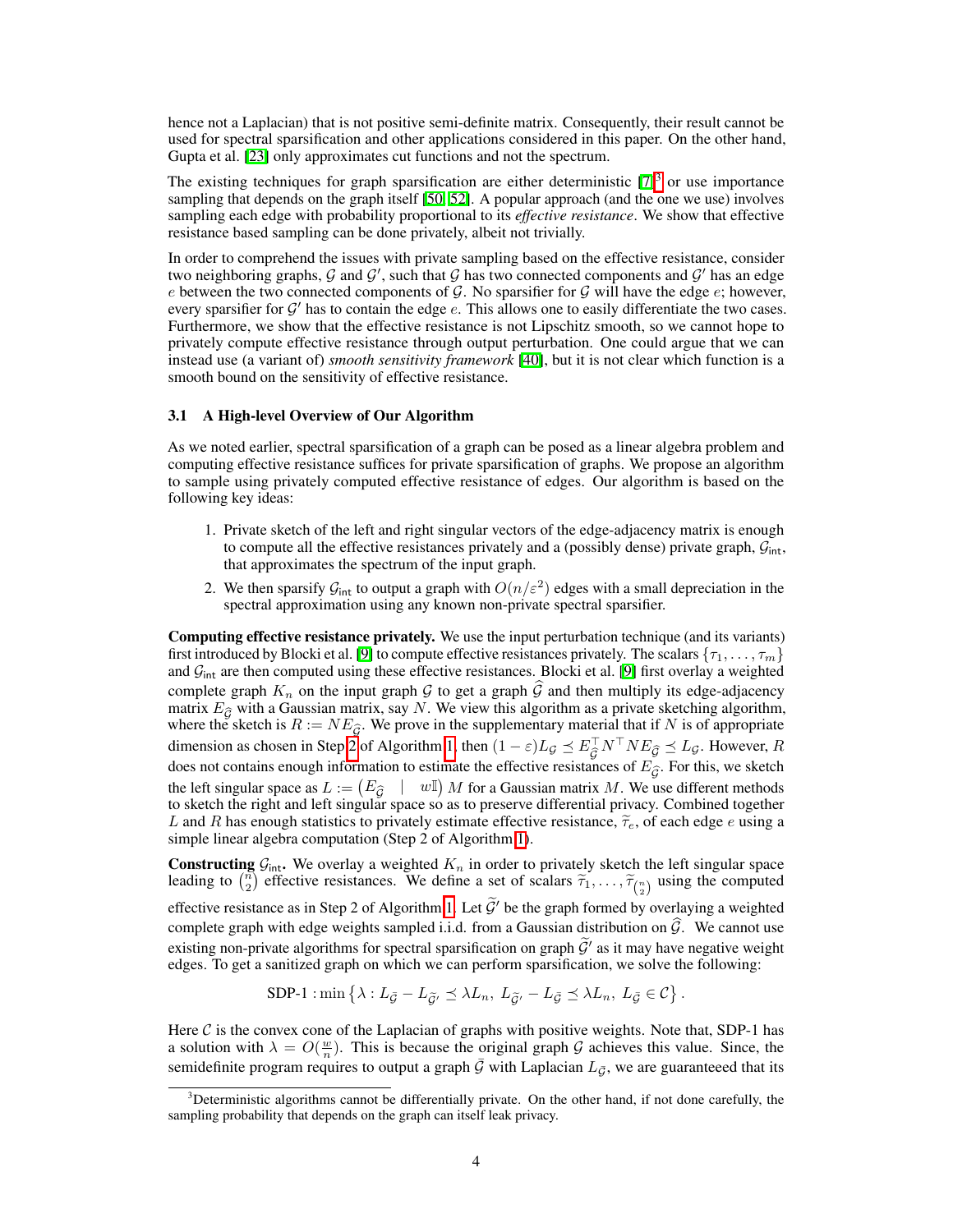hence not a Laplacian) that is not positive semi-definite matrix. Consequently, their result cannot be used for spectral sparsification and other applications considered in this paper. On the other hand, Gupta et al. [23] only approximates cut functions and not the spectrum.

The existing techniques for graph sparsification are either deterministic [7][3] or use importance sampling that depends on the graph itself [50, 52]. A popular approach (and the one we use) involves sampling each edge with probability proportional to its *effective resistance*. We show that effective resistance based sampling can be done privately, albeit not trivially.

In order to comprehend the issues with private sampling based on the effective resistance, consider two neighboring graphs, $\mathcal{G}$ and $\mathcal{G}'$, such that $\mathcal{G}$ has two connected components and $\mathcal{G}'$ has an edge $e$ between the two connected components of $\mathcal{G}$. No sparsifier for $\mathcal{G}$ will have the edge $e$; however, every sparsifier for $\mathcal{G}'$ has to contain the edge $e$. This allows one to easily differentiate the two cases. Furthermore, we show that the effective resistance is not Lipschitz smooth, so we cannot hope to privately compute effective resistance through output perturbation. One could argue that we can instead use (a variant of) *smooth sensitivity framework* [40], but it is not clear which function is a smooth bound on the sensitivity of effective resistance.

### 3.1 A High-level Overview of Our Algorithm

As we noted earlier, spectral sparsification of a graph can be posed as a linear algebra problem and computing effective resistance suffices for private sparsification of graphs. We propose an algorithm to sample using privately computed effective resistance of edges. Our algorithm is based on the following key ideas:

1. Private sketch of the left and right singular vectors of the edge-adjacency matrix is enough to compute all the effective resistances privately and a (possibly dense) private graph, $\mathcal{G}_{\mathsf{int}}$, that approximates the spectrum of the input graph.
2. We then sparsify $\mathcal{G}_{\mathsf{int}}$ to output a graph with $O(n/\varepsilon^2)$ edges with a small depreciation in the spectral approximation using any known non-private spectral sparsifier.

**Computing effective resistance privately.** We use the input perturbation technique (and its variants) first introduced by Blocki et al. [9] to compute effective resistances privately. The scalars $\{\tau_1, \ldots, \tau_m\}$ and $\mathcal{G}_{\mathsf{int}}$ are then computed using these effective resistances. Blocki et al. [9] first overlay a weighted complete graph $K_n$ on the input graph $\mathcal{G}$ to get a graph $\widehat{\mathcal{G}}$ and then multiply its edge-adjacency matrix $E_{\widehat{\mathcal{G}}}$ with a Gaussian matrix, say $N$. We view this algorithm as a private sketching algorithm, where the sketch is $R := NE_{\widehat{\mathcal{G}}}$. We prove in the supplementary material that if $N$ is of appropriate dimension as chosen in Step 2 of Algorithm 1, then $(1-\varepsilon)L_{\mathcal{G}} \preceq E_{\widehat{\mathcal{G}}}^\top N^\top N E_{\widehat{\mathcal{G}}} \preceq L_{\mathcal{G}}$. However, $R$ does not contains enough information to estimate the effective resistances of $E_{\widehat{\mathcal{G}}}$. For this, we sketch the left singular space as $L := \begin{pmatrix} E_{\widehat{\mathcal{G}}} & | & w\mathbb{I} \end{pmatrix} M$ for a Gaussian matrix $M$. We use different methods to sketch the right and left singular space so as to preserve differential privacy. Combined together $L$ and $R$ has enough statistics to privately estimate effective resistance, $\widetilde{\tau}_e$, of each edge $e$ using a simple linear algebra computation (Step 2 of Algorithm 1).

**Constructing $\mathcal{G}_{\mathsf{int}}$.** We overlay a weighted $K_n$ in order to privately sketch the left singular space leading to $\binom{n}{2}$ effective resistances. We define a set of scalars $\widetilde{\tau}_1, \ldots, \widetilde{\tau}_{\binom{n}{2}}$ using the computed effective resistance as in Step 2 of Algorithm 1. Let $\widetilde{\mathcal{G}}'$ be the graph formed by overlaying a weighted complete graph with edge weights sampled i.i.d. from a Gaussian distribution on $\widehat{\mathcal{G}}$. We cannot use existing non-private algorithms for spectral sparsification on graph $\widetilde{\mathcal{G}}'$ as it may have negative weight edges. To get a sanitized graph on which we can perform sparsification, we solve the following:

$$\text{SDP-1} : \min \left\{ \lambda : L_{\bar{\mathcal{G}}} - L_{\widetilde{\mathcal{G}}'} \preceq \lambda L_n,\ L_{\widetilde{\mathcal{G}}'} - L_{\bar{\mathcal{G}}} \preceq \lambda L_n,\ L_{\bar{\mathcal{G}}} \in \mathcal{C} \right\}.$$

Here $\mathcal{C}$ is the convex cone of the Laplacian of graphs with positive weights. Note that, SDP-1 has a solution with $\lambda = O(\frac{w}{n})$. This is because the original graph $\mathcal{G}$ achieves this value. Since, the semidefinite program requires to output a graph $\bar{\mathcal{G}}$ with Laplacian $L_{\bar{\mathcal{G}}}$, we are guaranteeed that its

[3] Deterministic algorithms cannot be differentially private. On the other hand, if not done carefully, the sampling probability that depends on the graph can itself leak privacy.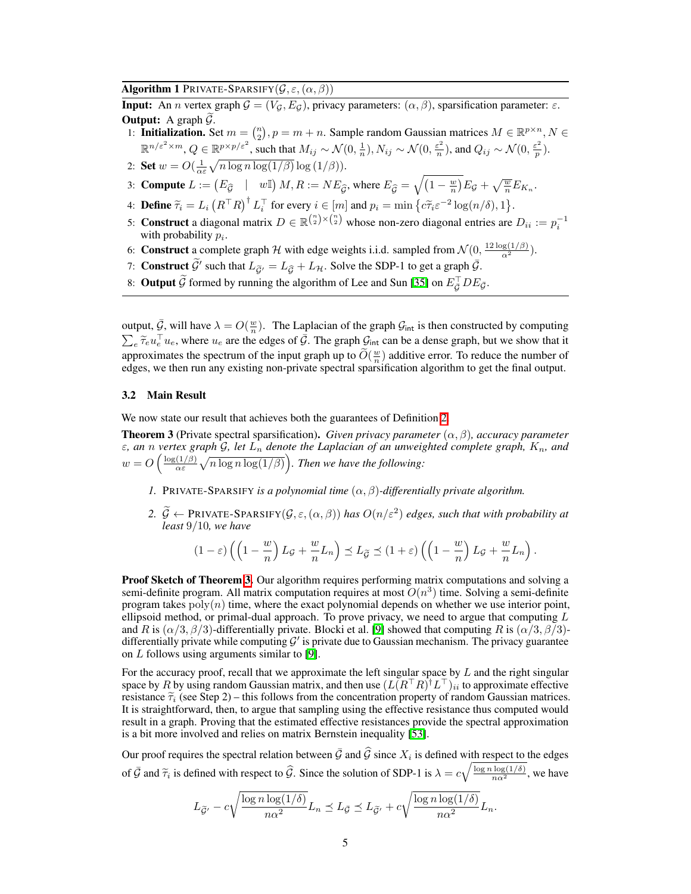**Algorithm 1** PRIVATE-SPARSIFY$(\mathcal{G}, \varepsilon, (\alpha, \beta))$

**Input:** An $n$ vertex graph $\mathcal{G} = (V_{\mathcal{G}}, E_{\mathcal{G}})$, privacy parameters: $(\alpha, \beta)$, sparsification parameter: $\varepsilon$.
**Output:** A graph $\widetilde{\mathcal{G}}$.

1. **Initialization.** Set $m = \binom{n}{2}, p = m + n$. Sample random Gaussian matrices $M \in \mathbb{R}^{p \times n}, N \in \mathbb{R}^{n/\varepsilon^2 \times m}, Q \in \mathbb{R}^{p \times p/\varepsilon^2}$, such that $M_{ij} \sim \mathcal{N}(0, \frac{1}{n}), N_{ij} \sim \mathcal{N}(0, \frac{\varepsilon^2}{n})$, and $Q_{ij} \sim \mathcal{N}(0, \frac{\varepsilon^2}{p})$.
2. **Set** $w = O(\frac{1}{\alpha\varepsilon}\sqrt{n \log n \log(1/\beta)} \log(1/\beta))$.
3. **Compute** $L := \begin{pmatrix} E_{\widehat{\mathcal{G}}} & | & w\mathbb{I} \end{pmatrix} M, R := N E_{\widehat{\mathcal{G}}}$, where $E_{\widehat{\mathcal{G}}} = \sqrt{\left(1 - \frac{w}{n}\right)} E_{\mathcal{G}} + \sqrt{\frac{w}{n}} E_{K_n}$.
4. **Define** $\widetilde{\tau}_i = L_i \left(R^\top R\right)^\dagger L_i^\top$ for every $i \in [m]$ and $p_i = \min\left\{c\widetilde{\tau}_i \varepsilon^{-2} \log(n/\delta), 1\right\}$.
5. **Construct** a diagonal matrix $D \in \mathbb{R}^{\binom{n}{2} \times \binom{n}{2}}$ whose non-zero diagonal entries are $D_{ii} := p_i^{-1}$ with probability $p_i$.
6. **Construct** a complete graph $\mathcal{H}$ with edge weights i.i.d. sampled from $\mathcal{N}(0, \frac{12\log(1/\beta)}{\alpha^2})$.
7. **Construct** $\widetilde{\mathcal{G}}'$ such that $L_{\widetilde{\mathcal{G}}'} = L_{\widehat{\mathcal{G}}} + L_{\mathcal{H}}$. Solve the SDP-1 to get a graph $\bar{\mathcal{G}}$.
8. **Output** $\widetilde{\mathcal{G}}$ formed by running the algorithm of Lee and Sun [35] on $E_{\bar{\mathcal{G}}}^\top D E_{\bar{\mathcal{G}}}$.

output, $\bar{\mathcal{G}}$, will have $\lambda = O(\frac{w}{n})$. The Laplacian of the graph $\mathcal{G}_{\mathsf{int}}$ is then constructed by computing $\sum_e \widetilde{\tau}_e u_e^\top u_e$, where $u_e$ are the edges of $\bar{\mathcal{G}}$. The graph $\mathcal{G}_{\mathsf{int}}$ can be a dense graph, but we show that it approximates the spectrum of the input graph up to $\widetilde{O}(\frac{w}{n})$ additive error. To reduce the number of edges, we then run any existing non-private spectral sparsification algorithm to get the final output.

### 3.2 Main Result

We now state our result that achieves both the guarantees of Definition 2.

**Theorem 3** (Private spectral sparsification). *Given privacy parameter $(\alpha, \beta)$, accuracy parameter $\varepsilon$, an $n$ vertex graph $\mathcal{G}$, let $L_n$ denote the Laplacian of an unweighted complete graph, $K_n$, and $w = O\left(\frac{\log(1/\beta)}{\alpha\varepsilon}\sqrt{n \log n \log(1/\beta)}\right)$. Then we have the following:*

1. PRIVATE-SPARSIFY *is a polynomial time $(\alpha, \beta)$-differentially private algorithm.*
2. *$\widetilde{\mathcal{G}} \leftarrow$ PRIVATE-SPARSIFY$(\mathcal{G}, \varepsilon, (\alpha, \beta))$ has $O(n/\varepsilon^2)$ edges, such that with probability at least $9/10$, we have*

$$(1 - \varepsilon)\left(\left(1 - \frac{w}{n}\right) L_{\mathcal{G}} + \frac{w}{n} L_n\right) \preceq L_{\widetilde{\mathcal{G}}} \preceq (1 + \varepsilon)\left(\left(1 - \frac{w}{n}\right) L_{\mathcal{G}} + \frac{w}{n} L_n\right).$$

**Proof Sketch of Theorem 3.** Our algorithm requires performing matrix computations and solving a semi-definite program. All matrix computation requires at most $O(n^3)$ time. Solving a semi-definite program takes $\mathrm{poly}(n)$ time, where the exact polynomial depends on whether we use interior point, ellipsoid method, or primal-dual approach. To prove privacy, we need to argue that computing $L$ and $R$ is $(\alpha/3, \beta/3)$-differentially private. Blocki et al. [9] showed that computing $R$ is $(\alpha/3, \beta/3)$-differentially private while computing $\mathcal{G}'$ is private due to Gaussian mechanism. The privacy guarantee on $L$ follows using arguments similar to [9].

For the accuracy proof, recall that we approximate the left singular space by $L$ and the right singular space by $R$ by using random Gaussian matrix, and then use $(L(R^\top R)^\dagger L^\top)_{ii}$ to approximate effective resistance $\widetilde{\tau}_i$ (see Step 2) – this follows from the concentration property of random Gaussian matrices. It is straightforward, then, to argue that sampling using the effective resistance thus computed would result in a graph. Proving that the estimated effective resistances provide the spectral approximation is a bit more involved and relies on matrix Bernstein inequality [53].

Our proof requires the spectral relation between $\bar{\mathcal{G}}$ and $\widehat{\mathcal{G}}$ since $X_i$ is defined with respect to the edges of $\bar{\mathcal{G}}$ and $\widetilde{\tau}_i$ is defined with respect to $\widehat{\mathcal{G}}$. Since the solution of SDP-1 is $\lambda = c\sqrt{\frac{\log n \log(1/\delta)}{n\alpha^2}}$, we have

$$L_{\widetilde{\mathcal{G}}'} - c\sqrt{\frac{\log n \log(1/\delta)}{n\alpha^2}} L_n \preceq L_{\bar{\mathcal{G}}} \preceq L_{\widetilde{\mathcal{G}}'} + c\sqrt{\frac{\log n \log(1/\delta)}{n\alpha^2}} L_n.$$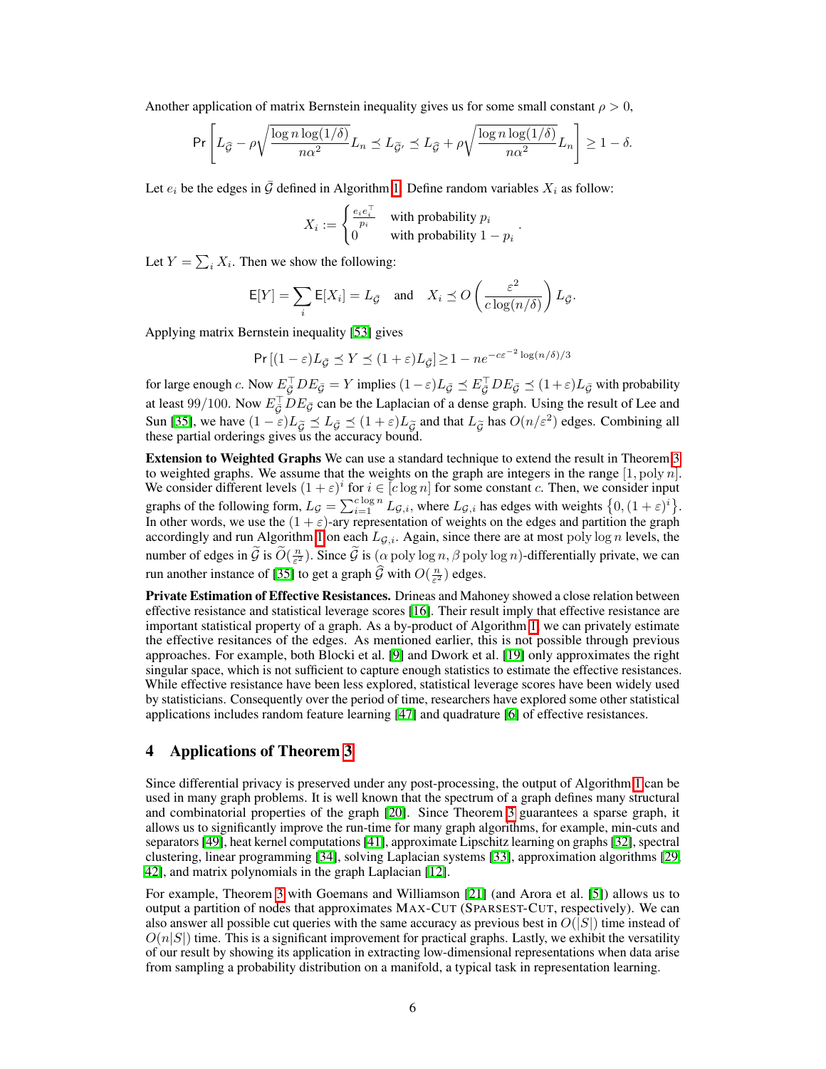Another application of matrix Bernstein inequality gives us for some small constant $\rho > 0$,

$$\Pr\left[ L_{\widehat{\mathcal{G}}} - \rho\sqrt{\frac{\log n \log(1/\delta)}{n\alpha^2}} L_n \preceq L_{\widetilde{\mathcal{G}}'} \preceq L_{\widehat{\mathcal{G}}} + \rho\sqrt{\frac{\log n \log(1/\delta)}{n\alpha^2}} L_n \right] \geq 1 - \delta.$$

Let $e_i$ be the edges in $\bar{\mathcal{G}}$ defined in Algorithm 1. Define random variables $X_i$ as follow:

$$X_i := \begin{cases} \frac{e_i e_i^\top}{p_i} & \text{with probability } p_i \\ 0 & \text{with probability } 1 - p_i \end{cases}.$$

Let $Y = \sum_i X_i$. Then we show the following:

$$\mathsf{E}[Y] = \sum_i \mathsf{E}[X_i] = L_{\bar{\mathcal{G}}} \quad \text{and} \quad X_i \preceq O\left( \frac{\varepsilon^2}{c \log(n/\delta)} \right) L_{\bar{\mathcal{G}}}.$$

Applying matrix Bernstein inequality [53] gives

$$\Pr\left[ (1-\varepsilon) L_{\bar{\mathcal{G}}} \preceq Y \preceq (1+\varepsilon) L_{\bar{\mathcal{G}}} \right] \geq 1 - n e^{-c\varepsilon^{-2}\log(n/\delta)/3}$$

for large enough $c$. Now $E_{\bar{\mathcal{G}}}^\top D E_{\bar{\mathcal{G}}} = Y$ implies $(1-\varepsilon) L_{\bar{\mathcal{G}}} \preceq E_{\bar{\mathcal{G}}}^\top D E_{\bar{\mathcal{G}}} \preceq (1+\varepsilon) L_{\bar{\mathcal{G}}}$ with probability at least $99/100$. Now $E_{\bar{\mathcal{G}}}^\top D E_{\bar{\mathcal{G}}}$ can be the Laplacian of a dense graph. Using the result of Lee and Sun [35], we have $(1-\varepsilon) L_{\widetilde{\mathcal{G}}} \preceq L_{\bar{\mathcal{G}}} \preceq (1+\varepsilon) L_{\widetilde{\mathcal{G}}}$ and that $L_{\widetilde{\mathcal{G}}}$ has $O(n/\varepsilon^2)$ edges. Combining all these partial orderings gives us the accuracy bound.

**Extension to Weighted Graphs** We can use a standard technique to extend the result in Theorem 3 to weighted graphs. We assume that the weights on the graph are integers in the range $[1, \text{poly}\, n]$. We consider different levels $(1+\varepsilon)^i$ for $i \in [c \log n]$ for some constant $c$. Then, we consider input graphs of the following form, $L_{\mathcal{G}} = \sum_{i=1}^{c \log n} L_{\mathcal{G},i}$, where $L_{\mathcal{G},i}$ has edges with weights $\{0, (1+\varepsilon)^i\}$. In other words, we use the $(1+\varepsilon)$-ary representation of weights on the edges and partition the graph accordingly and run Algorithm 1 on each $L_{\mathcal{G},i}$. Again, since there are at most $\text{poly} \log n$ levels, the number of edges in $\widetilde{\mathcal{G}}$ is $\widetilde{O}(\frac{n}{\varepsilon^2})$. Since $\widetilde{\mathcal{G}}$ is $(\alpha\, \text{poly} \log n, \beta\, \text{poly} \log n)$-differentially private, we can run another instance of [35] to get a graph $\widehat{\mathcal{G}}$ with $O(\frac{n}{\varepsilon^2})$ edges.

**Private Estimation of Effective Resistances.** Drineas and Mahoney showed a close relation between effective resistance and statistical leverage scores [16]. Their result imply that effective resistance are important statistical property of a graph. As a by-product of Algorithm 1, we can privately estimate the effective resitances of the edges. As mentioned earlier, this is not possible through previous approaches. For example, both Blocki et al. [9] and Dwork et al. [19] only approximates the right singular space, which is not sufficient to capture enough statistics to estimate the effective resistances. While effective resistance have been less explored, statistical leverage scores have been widely used by statisticians. Consequently over the period of time, researchers have explored some other statistical applications includes random feature learning [47] and quadrature [6] of effective resistances.

## 4 Applications of Theorem 3

Since differential privacy is preserved under any post-processing, the output of Algorithm 1 can be used in many graph problems. It is well known that the spectrum of a graph defines many structural and combinatorial properties of the graph [20]. Since Theorem 3 guarantees a sparse graph, it allows us to significantly improve the run-time for many graph algorithms, for example, min-cuts and separators [49], heat kernel computations [41], approximate Lipschitz learning on graphs [32], spectral clustering, linear programming [34], solving Laplacian systems [33], approximation algorithms [29, 42], and matrix polynomials in the graph Laplacian [12].

For example, Theorem 3 with Goemans and Williamson [21] (and Arora et al. [5]) allows us to output a partition of nodes that approximates MAX-CUT (SPARSEST-CUT, respectively). We can also answer all possible cut queries with the same accuracy as previous best in $O(|S|)$ time instead of $O(n|S|)$ time. This is a significant improvement for practical graphs. Lastly, we exhibit the versatility of our result by showing its application in extracting low-dimensional representations when data arise from sampling a probability distribution on a manifold, a typical task in representation learning.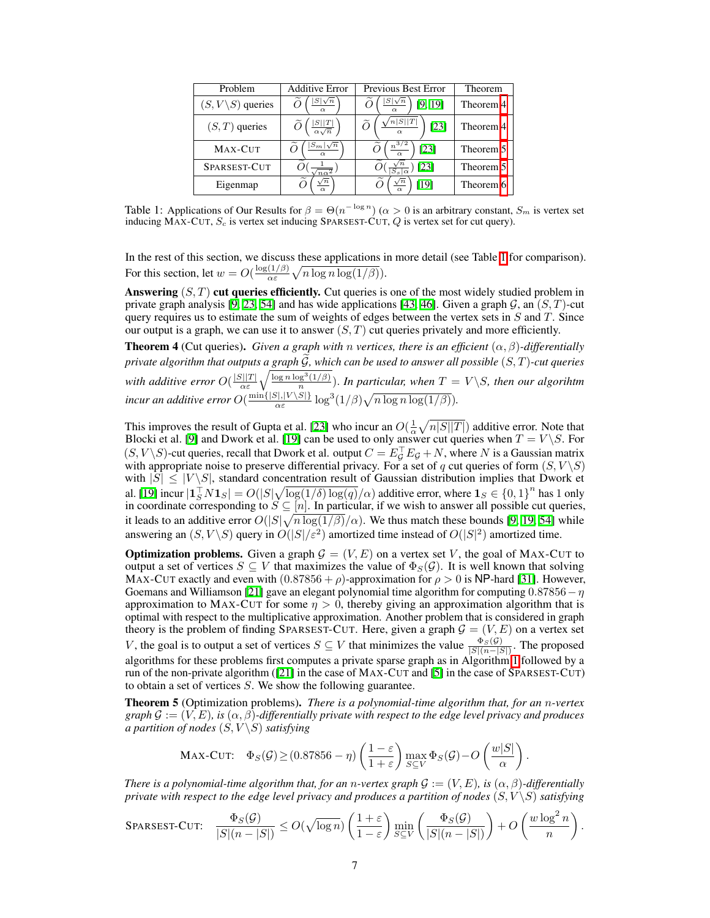| Problem | Additive Error | Previous Best Error | Theorem |
|---|---|---|---|
| $(S, V\backslash S)$ queries | $\widetilde{O}\left(\frac{\lvert S\rvert\sqrt{n}}{\alpha}\right)$ | $\widetilde{O}\left(\frac{\lvert S\rvert\sqrt{n}}{\alpha}\right)$ [9, 19] | Theorem 4 |
| $(S, T)$ queries | $\widetilde{O}\left(\frac{\lvert S\rvert\lvert T\rvert}{\alpha\sqrt{n}}\right)$ | $\widetilde{O}\left(\frac{\sqrt{n\lvert S\rvert\lvert T\rvert}}{\alpha}\right)$ [23] | Theorem 4 |
| MAX-CUT | $\widetilde{O}\left(\frac{\lvert S_m\rvert\sqrt{n}}{\alpha}\right)$ | $\widetilde{O}\left(\frac{n^{3/2}}{\alpha}\right)$ [23] | Theorem 5 |
| SPARSEST-CUT | $\widetilde{O}(\frac{1}{\sqrt{n}\alpha^2})$ | $\widetilde{O}(\frac{\sqrt{n}}{\lvert S_s\rvert\alpha})$ [23] | Theorem 5 |
| Eigenmap | $\widetilde{O}\left(\frac{\sqrt{n}}{\alpha}\right)$ | $\widetilde{O}\left(\frac{\sqrt{n}}{\alpha}\right)$ [19] | Theorem 6 |

Table 1: Applications of Our Results for $\beta = \Theta(n^{-\log n})$ ($\alpha > 0$ is an arbitrary constant, $S_m$ is vertex set inducing MAX-CUT, $S_c$ is vertex set inducing SPARSEST-CUT, $Q$ is vertex set for cut query).

In the rest of this section, we discuss these applications in more detail (see Table 1 for comparison). For this section, let $w = O(\frac{\log(1/\beta)}{\alpha\varepsilon}\sqrt{n\log n\log(1/\beta)})$.

**Answering $(S,T)$ cut queries efficiently.** Cut queries is one of the most widely studied problem in private graph analysis [9, 23, 54] and has wide applications [43, 46]. Given a graph $\mathcal{G}$, an $(S,T)$-cut query requires us to estimate the sum of weights of edges between the vertex sets in $S$ and $T$. Since our output is a graph, we can use it to answer $(S,T)$ cut queries privately and more efficiently.

**Theorem 4** (Cut queries). *Given a graph with $n$ vertices, there is an efficient $(\alpha,\beta)$-differentially private algorithm that outputs a graph $\widetilde{\mathcal{G}}$, which can be used to answer all possible $(S,T)$-cut queries with additive error $O(\frac{|S||T|}{\alpha\varepsilon}\sqrt{\frac{\log n\log^3(1/\beta)}{n}})$. In particular, when $T = V\backslash S$, then our algorihtm incur an additive error $O(\frac{\min\{|S|,|V\backslash S|\}}{\alpha\varepsilon}\log^3(1/\beta)\sqrt{n\log n\log(1/\beta)})$.*

This improves the result of Gupta et al. [23] who incur an $O(\frac{1}{\alpha}\sqrt{n|S||T|})$ additive error. Note that Blocki et al. [9] and Dwork et al. [19] can be used to only answer cut queries when $T = V\backslash S$. For $(S, V\backslash S)$-cut queries, recall that Dwork et al. output $C = E_{\mathcal{G}}^\top E_{\mathcal{G}} + N$, where $N$ is a Gaussian matrix with appropriate noise to preserve differential privacy. For a set of $q$ cut queries of form $(S, V\backslash S)$ with $|S| \leq |V\backslash S|$, standard concentration result of Gaussian distribution implies that Dwork et al. [19] incur $|\mathbf{1}_S^\top N\mathbf{1}_S| = O(|S|\sqrt{\log(1/\delta)\log(q)}/\alpha)$ additive error, where $\mathbf{1}_S \in \{0,1\}^n$ has 1 only in coordinate corresponding to $S \subseteq [n]$. In particular, if we wish to answer all possible cut queries, it leads to an additive error $O(|S|\sqrt{n\log(1/\beta)}/\alpha)$. We thus match these bounds [9, 19, 54] while answering an $(S, V\backslash S)$ query in $O(|S|/\varepsilon^2)$ amortized time instead of $O(|S|^2)$ amortized time.

**Optimization problems.** Given a graph $\mathcal{G} = (V,E)$ on a vertex set $V$, the goal of MAX-CUT to output a set of vertices $S \subseteq V$ that maximizes the value of $\Phi_S(\mathcal{G})$. It is well known that solving MAX-CUT exactly and even with $(0.87856 + \rho)$-approximation for $\rho > 0$ is NP-hard [31]. However, Goemans and Williamson [21] gave an elegant polynomial time algorithm for computing $0.87856 - \eta$ approximation to MAX-CUT for some $\eta > 0$, thereby giving an approximation algorithm that is optimal with respect to the multiplicative approximation. Another problem that is considered in graph theory is the problem of finding SPARSEST-CUT. Here, given a graph $\mathcal{G} = (V,E)$ on a vertex set $V$, the goal is to output a set of vertices $S \subseteq V$ that minimizes the value $\frac{\Phi_S(\mathcal{G})}{|S|(n-|S|)}$. The proposed algorithms for these problems first computes a private sparse graph as in Algorithm 1 followed by a run of the non-private algorithm ([21] in the case of MAX-CUT and [5] in the case of SPARSEST-CUT) to obtain a set of vertices $S$. We show the following guarantee.

**Theorem 5** (Optimization problems). *There is a polynomial-time algorithm that, for an $n$-vertex graph $\mathcal{G} := (V,E)$, is $(\alpha,\beta)$-differentially private with respect to the edge level privacy and produces a partition of nodes $(S, V\backslash S)$ satisfying*

$$\text{MAX-CUT:}\quad \Phi_S(\mathcal{G}) \geq (0.87856 - \eta)\left(\frac{1-\varepsilon}{1+\varepsilon}\right)\max_{S\subseteq V}\Phi_S(\mathcal{G}) - O\left(\frac{w|S|}{\alpha}\right).$$

*There is a polynomial-time algorithm that, for an $n$-vertex graph $\mathcal{G} := (V,E)$, is $(\alpha,\beta)$-differentially private with respect to the edge level privacy and produces a partition of nodes $(S, V\backslash S)$ satisfying*

$$\text{SPARSEST-CUT:}\quad \frac{\Phi_S(\mathcal{G})}{|S|(n-|S|)} \leq O(\sqrt{\log n})\left(\frac{1+\varepsilon}{1-\varepsilon}\right)\min_{S\subseteq V}\left(\frac{\Phi_S(\mathcal{G})}{|S|(n-|S|)}\right) + O\left(\frac{w\log^2 n}{n}\right).$$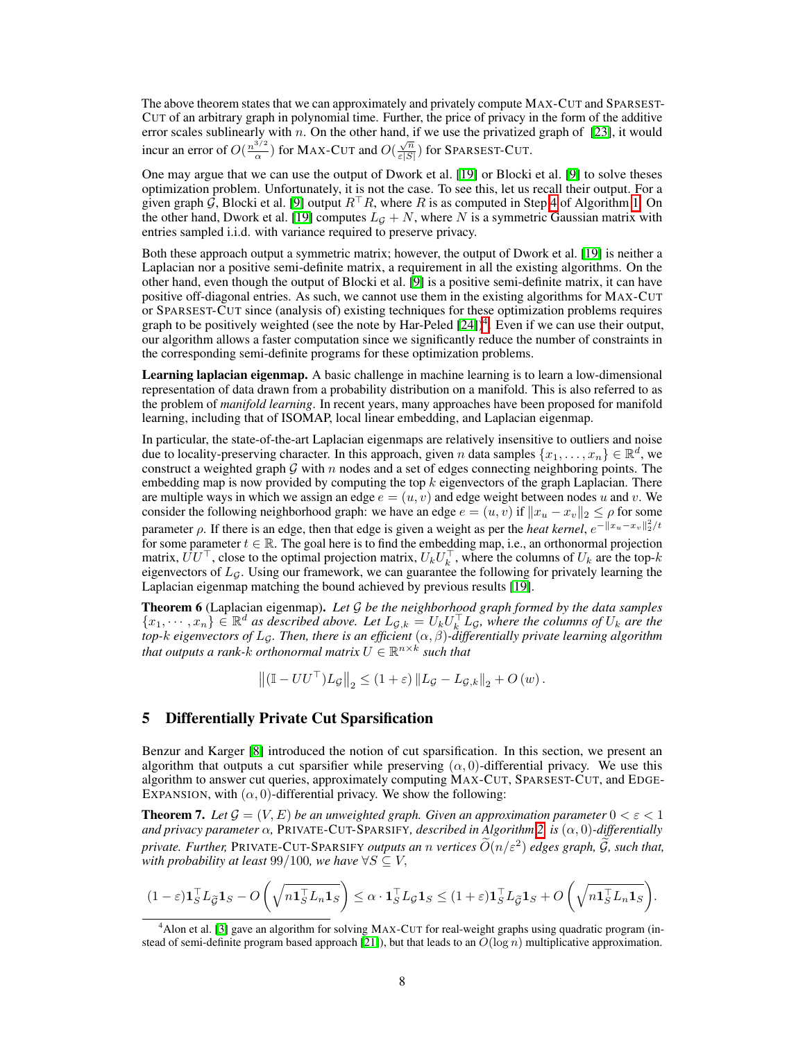The above theorem states that we can approximately and privately compute MAX-CUT and SPARSEST-CUT of an arbitrary graph in polynomial time. Further, the price of privacy in the form of the additive error scales sublinearly with $n$. On the other hand, if we use the privatized graph of [23], it would incur an error of $O(\frac{n^{3/2}}{\alpha})$ for MAX-CUT and $O(\frac{\sqrt{n}}{\varepsilon|S|})$ for SPARSEST-CUT.

One may argue that we can use the output of Dwork et al. [19] or Blocki et al. [9] to solve theses optimization problem. Unfortunately, it is not the case. To see this, let us recall their output. For a given graph $\mathcal{G}$, Blocki et al. [9] output $R^\top R$, where $R$ is as computed in Step 4 of Algorithm 1. On the other hand, Dwork et al. [19] computes $L_\mathcal{G} + N$, where $N$ is a symmetric Gaussian matrix with entries sampled i.i.d. with variance required to preserve privacy.

Both these approach output a symmetric matrix; however, the output of Dwork et al. [19] is neither a Laplacian nor a positive semi-definite matrix, a requirement in all the existing algorithms. On the other hand, even though the output of Blocki et al. [9] is a positive semi-definite matrix, it can have positive off-diagonal entries. As such, we cannot use them in the existing algorithms for MAX-CUT or SPARSEST-CUT since (analysis of) existing techniques for these optimization problems requires graph to be positively weighted (see the note by Har-Peled [24])[4]. Even if we can use their output, our algorithm allows a faster computation since we significantly reduce the number of constraints in the corresponding semi-definite programs for these optimization problems.

**Learning laplacian eigenmap.** A basic challenge in machine learning is to learn a low-dimensional representation of data drawn from a probability distribution on a manifold. This is also referred to as the problem of *manifold learning*. In recent years, many approaches have been proposed for manifold learning, including that of ISOMAP, local linear embedding, and Laplacian eigenmap.

In particular, the state-of-the-art Laplacian eigenmaps are relatively insensitive to outliers and noise due to locality-preserving character. In this approach, given $n$ data samples $\{x_1, \dots, x_n\} \in \mathbb{R}^d$, we construct a weighted graph $\mathcal{G}$ with $n$ nodes and a set of edges connecting neighboring points. The embedding map is now provided by computing the top $k$ eigenvectors of the graph Laplacian. There are multiple ways in which we assign an edge $e = (u, v)$ and edge weight between nodes $u$ and $v$. We consider the following neighborhood graph: we have an edge $e = (u, v)$ if $\|x_u - x_v\|_2 \le \rho$ for some parameter $\rho$. If there is an edge, then that edge is given a weight as per the *heat kernel*, $e^{-\|x_u - x_v\|_2^2/t}$ for some parameter $t \in \mathbb{R}$. The goal here is to find the embedding map, i.e., an orthonormal projection matrix, $UU^\top$, close to the optimal projection matrix, $U_k U_k^\top$, where the columns of $U_k$ are the top-$k$ eigenvectors of $L_\mathcal{G}$. Using our framework, we can guarantee the following for privately learning the Laplacian eigenmap matching the bound achieved by previous results [19].

**Theorem 6** (Laplacian eigenmap). *Let $\mathcal{G}$ be the neighborhood graph formed by the data samples $\{x_1, \cdots, x_n\} \in \mathbb{R}^d$ as described above. Let $L_{\mathcal{G},k} = U_k U_k^\top L_\mathcal{G}$, where the columns of $U_k$ are the top-$k$ eigenvectors of $L_\mathcal{G}$. Then, there is an efficient $(\alpha, \beta)$-differentially private learning algorithm that outputs a rank-$k$ orthonormal matrix $U \in \mathbb{R}^{n \times k}$ such that*

$$\left\|(\mathbb{I} - UU^\top)L_\mathcal{G}\right\|_2 \le (1 + \varepsilon)\left\|L_\mathcal{G} - L_{\mathcal{G},k}\right\|_2 + O\left(w\right).$$

## 5 Differentially Private Cut Sparsification

Benzur and Karger [8] introduced the notion of cut sparsification. In this section, we present an algorithm that outputs a cut sparsifier while preserving $(\alpha, 0)$-differential privacy. We use this algorithm to answer cut queries, approximately computing MAX-CUT, SPARSEST-CUT, and EDGE-EXPANSION, with $(\alpha, 0)$-differential privacy. We show the following:

**Theorem 7.** *Let $\mathcal{G} = (V, E)$ be an unweighted graph. Given an approximation parameter $0 < \varepsilon < 1$ and privacy parameter $\alpha$,* PRIVATE-CUT-SPARSIFY*, described in Algorithm 2, is $(\alpha, 0)$-differentially private. Further,* PRIVATE-CUT-SPARSIFY *outputs an $n$ vertices $\widetilde{O}(n/\varepsilon^2)$ edges graph, $\widetilde{\mathcal{G}}$, such that, with probability at least $99/100$, we have $\forall S \subseteq V$,*

$$(1 - \varepsilon)\mathbf{1}_S^\top L_{\widetilde{\mathcal{G}}}\mathbf{1}_S - O\left(\sqrt{n\mathbf{1}_S^\top L_n \mathbf{1}_S}\right) \le \alpha \cdot \mathbf{1}_S^\top L_\mathcal{G}\mathbf{1}_S \le (1 + \varepsilon)\mathbf{1}_S^\top L_{\widetilde{\mathcal{G}}}\mathbf{1}_S + O\left(\sqrt{n\mathbf{1}_S^\top L_n \mathbf{1}_S}\right).$$

[4] Alon et al. [3] gave an algorithm for solving MAX-CUT for real-weight graphs using quadratic program (instead of semi-definite program based approach [21]), but that leads to an $O(\log n)$ multiplicative approximation.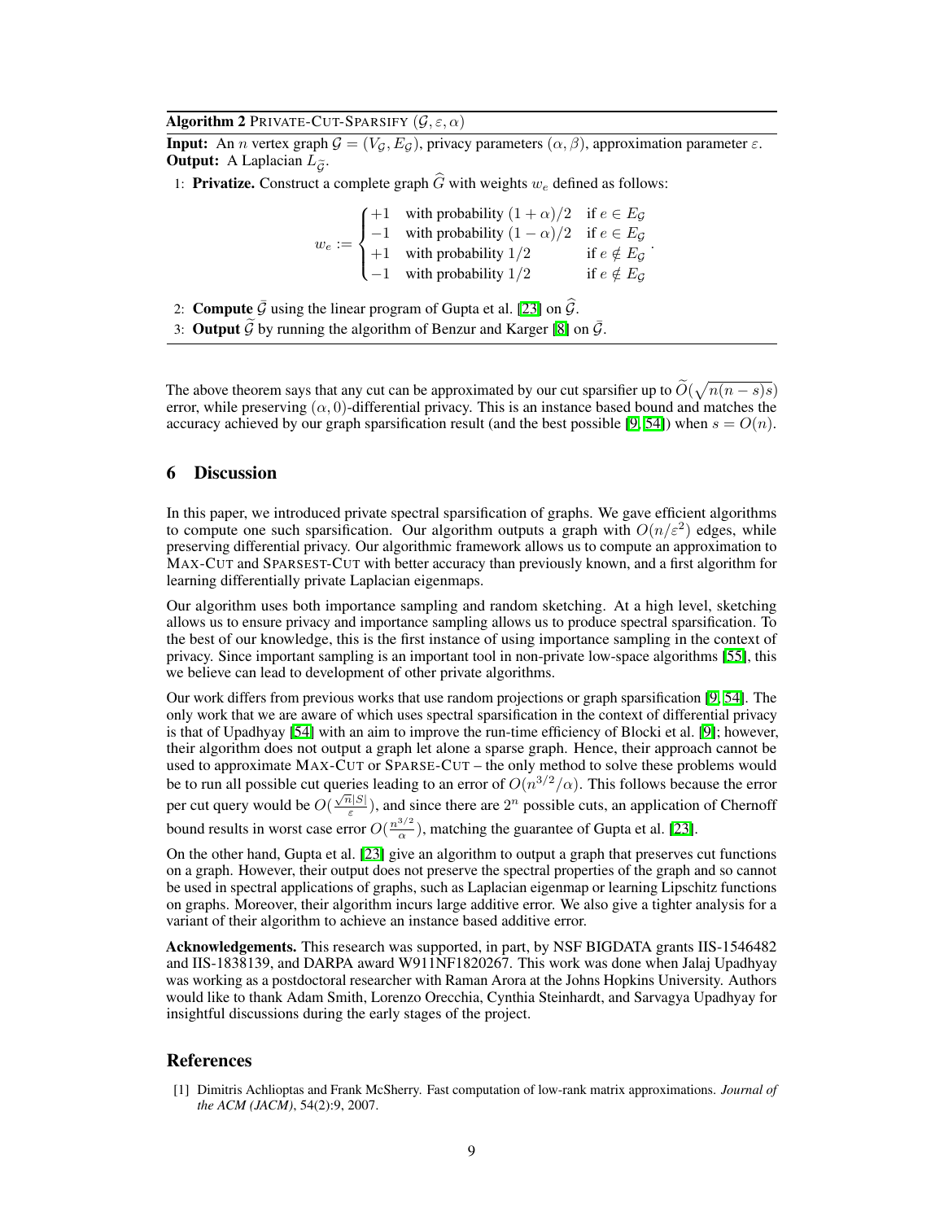**Algorithm 2** PRIVATE-CUT-SPARSIFY $(\mathcal{G}, \varepsilon, \alpha)$

**Input:** An $n$ vertex graph $\mathcal{G} = (V_{\mathcal{G}}, E_{\mathcal{G}})$, privacy parameters $(\alpha, \beta)$, approximation parameter $\varepsilon$.
**Output:** A Laplacian $L_{\widetilde{\mathcal{G}}}$.

1: **Privatize.** Construct a complete graph $\widehat{G}$ with weights $w_e$ defined as follows:

$$w_e := \begin{cases} +1 & \text{with probability } (1+\alpha)/2 & \text{if } e \in E_{\mathcal{G}} \\ -1 & \text{with probability } (1-\alpha)/2 & \text{if } e \in E_{\mathcal{G}} \\ +1 & \text{with probability } 1/2 & \text{if } e \notin E_{\mathcal{G}} \\ -1 & \text{with probability } 1/2 & \text{if } e \notin E_{\mathcal{G}} \end{cases}.$$

2: **Compute** $\bar{\mathcal{G}}$ using the linear program of Gupta et al. [23] on $\widehat{\mathcal{G}}$.

3: **Output** $\widetilde{\mathcal{G}}$ by running the algorithm of Benzur and Karger [8] on $\bar{\mathcal{G}}$.

The above theorem says that any cut can be approximated by our cut sparsifier up to $\widetilde{O}(\sqrt{n(n-s)s})$ error, while preserving $(\alpha, 0)$-differential privacy. This is an instance based bound and matches the accuracy achieved by our graph sparsification result (and the best possible [9, 54]) when $s = O(n)$.

## 6 Discussion

In this paper, we introduced private spectral sparsification of graphs. We gave efficient algorithms to compute one such sparsification. Our algorithm outputs a graph with $O(n/\varepsilon^2)$ edges, while preserving differential privacy. Our algorithmic framework allows us to compute an approximation to MAX-CUT and SPARSEST-CUT with better accuracy than previously known, and a first algorithm for learning differentially private Laplacian eigenmaps.

Our algorithm uses both importance sampling and random sketching. At a high level, sketching allows us to ensure privacy and importance sampling allows us to produce spectral sparsification. To the best of our knowledge, this is the first instance of using importance sampling in the context of privacy. Since important sampling is an important tool in non-private low-space algorithms [55], this we believe can lead to development of other private algorithms.

Our work differs from previous works that use random projections or graph sparsification [9, 54]. The only work that we are aware of which uses spectral sparsification in the context of differential privacy is that of Upadhyay [54] with an aim to improve the run-time efficiency of Blocki et al. [9]; however, their algorithm does not output a graph let alone a sparse graph. Hence, their approach cannot be used to approximate MAX-CUT or SPARSE-CUT – the only method to solve these problems would be to run all possible cut queries leading to an error of $O(n^{3/2}/\alpha)$. This follows because the error per cut query would be $O(\frac{\sqrt{n}|S|}{\varepsilon})$, and since there are $2^n$ possible cuts, an application of Chernoff bound results in worst case error $O(\frac{n^{3/2}}{\alpha})$, matching the guarantee of Gupta et al. [23].

On the other hand, Gupta et al. [23] give an algorithm to output a graph that preserves cut functions on a graph. However, their output does not preserve the spectral properties of the graph and so cannot be used in spectral applications of graphs, such as Laplacian eigenmap or learning Lipschitz functions on graphs. Moreover, their algorithm incurs large additive error. We also give a tighter analysis for a variant of their algorithm to achieve an instance based additive error.

**Acknowledgements.** This research was supported, in part, by NSF BIGDATA grants IIS-1546482 and IIS-1838139, and DARPA award W911NF1820267. This work was done when Jalaj Upadhyay was working as a postdoctoral researcher with Raman Arora at the Johns Hopkins University. Authors would like to thank Adam Smith, Lorenzo Orecchia, Cynthia Steinhardt, and Sarvagya Upadhyay for insightful discussions during the early stages of the project.

## References

[1] Dimitris Achlioptas and Frank McSherry. Fast computation of low-rank matrix approximations. *Journal of the ACM (JACM)*, 54(2):9, 2007.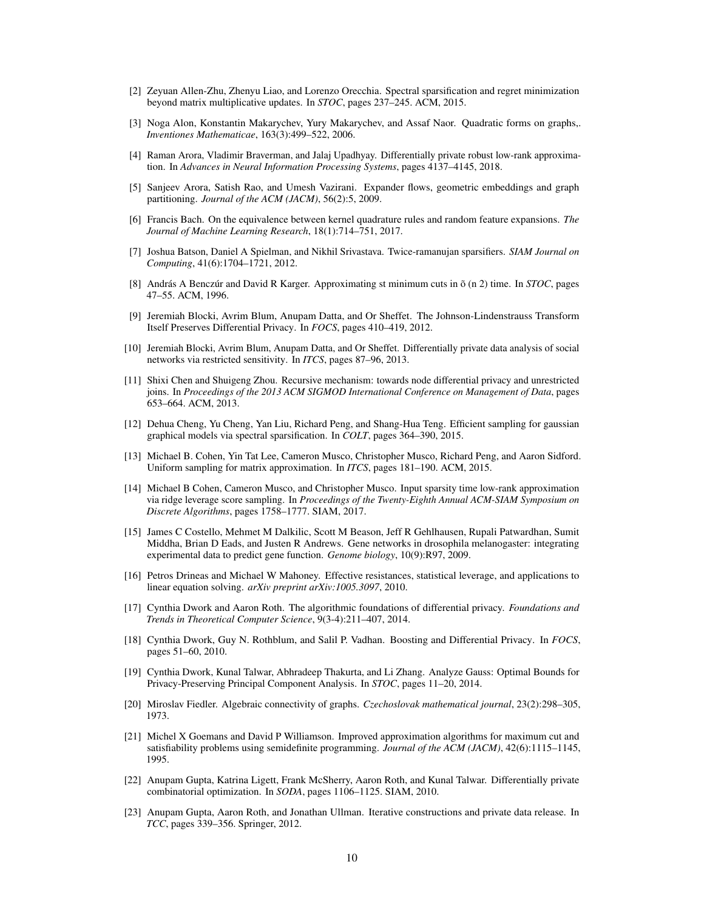[2] Zeyuan Allen-Zhu, Zhenyu Liao, and Lorenzo Orecchia. Spectral sparsification and regret minimization beyond matrix multiplicative updates. In *STOC*, pages 237–245. ACM, 2015.

[3] Noga Alon, Konstantin Makarychev, Yury Makarychev, and Assaf Naor. Quadratic forms on graphs,. *Inventiones Mathematicae*, 163(3):499–522, 2006.

[4] Raman Arora, Vladimir Braverman, and Jalaj Upadhyay. Differentially private robust low-rank approximation. In *Advances in Neural Information Processing Systems*, pages 4137–4145, 2018.

[5] Sanjeev Arora, Satish Rao, and Umesh Vazirani. Expander flows, geometric embeddings and graph partitioning. *Journal of the ACM (JACM)*, 56(2):5, 2009.

[6] Francis Bach. On the equivalence between kernel quadrature rules and random feature expansions. *The Journal of Machine Learning Research*, 18(1):714–751, 2017.

[7] Joshua Batson, Daniel A Spielman, and Nikhil Srivastava. Twice-ramanujan sparsifiers. *SIAM Journal on Computing*, 41(6):1704–1721, 2012.

[8] András A Benczúr and David R Karger. Approximating st minimum cuts in õ (n 2) time. In *STOC*, pages 47–55. ACM, 1996.

[9] Jeremiah Blocki, Avrim Blum, Anupam Datta, and Or Sheffet. The Johnson-Lindenstrauss Transform Itself Preserves Differential Privacy. In *FOCS*, pages 410–419, 2012.

[10] Jeremiah Blocki, Avrim Blum, Anupam Datta, and Or Sheffet. Differentially private data analysis of social networks via restricted sensitivity. In *ITCS*, pages 87–96, 2013.

[11] Shixi Chen and Shuigeng Zhou. Recursive mechanism: towards node differential privacy and unrestricted joins. In *Proceedings of the 2013 ACM SIGMOD International Conference on Management of Data*, pages 653–664. ACM, 2013.

[12] Dehua Cheng, Yu Cheng, Yan Liu, Richard Peng, and Shang-Hua Teng. Efficient sampling for gaussian graphical models via spectral sparsification. In *COLT*, pages 364–390, 2015.

[13] Michael B. Cohen, Yin Tat Lee, Cameron Musco, Christopher Musco, Richard Peng, and Aaron Sidford. Uniform sampling for matrix approximation. In *ITCS*, pages 181–190. ACM, 2015.

[14] Michael B Cohen, Cameron Musco, and Christopher Musco. Input sparsity time low-rank approximation via ridge leverage score sampling. In *Proceedings of the Twenty-Eighth Annual ACM-SIAM Symposium on Discrete Algorithms*, pages 1758–1777. SIAM, 2017.

[15] James C Costello, Mehmet M Dalkilic, Scott M Beason, Jeff R Gehlhausen, Rupali Patwardhan, Sumit Middha, Brian D Eads, and Justen R Andrews. Gene networks in drosophila melanogaster: integrating experimental data to predict gene function. *Genome biology*, 10(9):R97, 2009.

[16] Petros Drineas and Michael W Mahoney. Effective resistances, statistical leverage, and applications to linear equation solving. *arXiv preprint arXiv:1005.3097*, 2010.

[17] Cynthia Dwork and Aaron Roth. The algorithmic foundations of differential privacy. *Foundations and Trends in Theoretical Computer Science*, 9(3-4):211–407, 2014.

[18] Cynthia Dwork, Guy N. Rothblum, and Salil P. Vadhan. Boosting and Differential Privacy. In *FOCS*, pages 51–60, 2010.

[19] Cynthia Dwork, Kunal Talwar, Abhradeep Thakurta, and Li Zhang. Analyze Gauss: Optimal Bounds for Privacy-Preserving Principal Component Analysis. In *STOC*, pages 11–20, 2014.

[20] Miroslav Fiedler. Algebraic connectivity of graphs. *Czechoslovak mathematical journal*, 23(2):298–305, 1973.

[21] Michel X Goemans and David P Williamson. Improved approximation algorithms for maximum cut and satisfiability problems using semidefinite programming. *Journal of the ACM (JACM)*, 42(6):1115–1145, 1995.

[22] Anupam Gupta, Katrina Ligett, Frank McSherry, Aaron Roth, and Kunal Talwar. Differentially private combinatorial optimization. In *SODA*, pages 1106–1125. SIAM, 2010.

[23] Anupam Gupta, Aaron Roth, and Jonathan Ullman. Iterative constructions and private data release. In *TCC*, pages 339–356. Springer, 2012.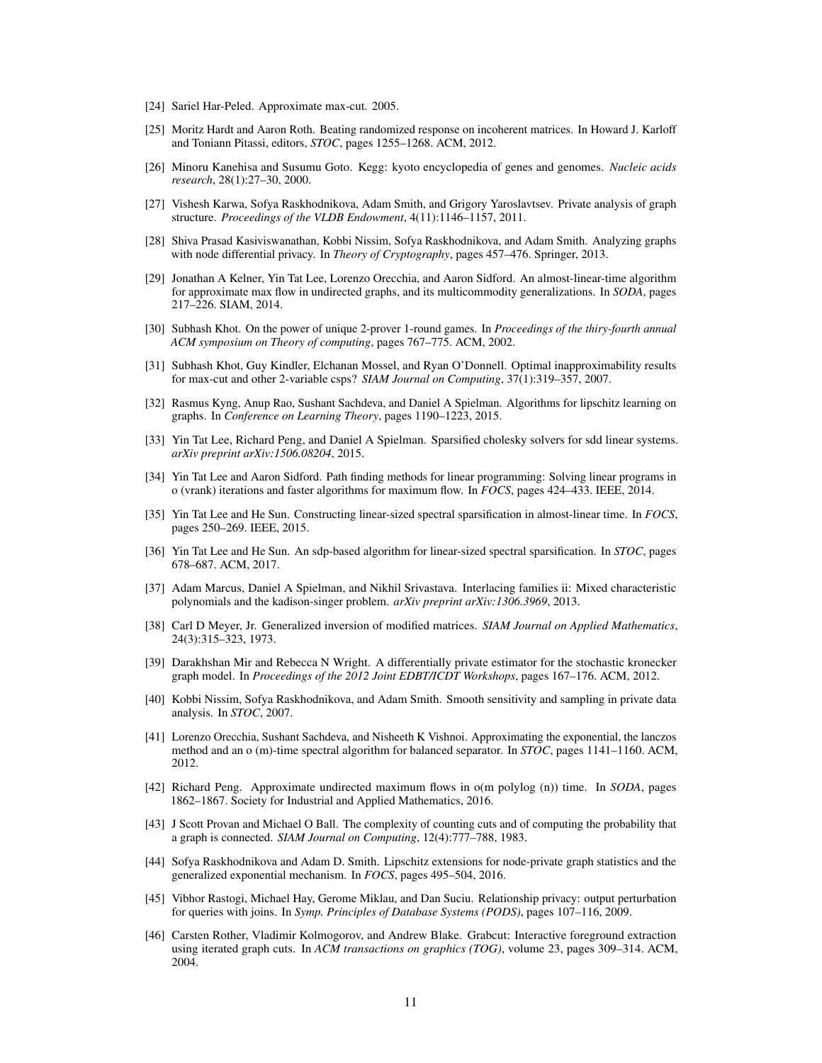[24] Sariel Har-Peled. Approximate max-cut. 2005.

[25] Moritz Hardt and Aaron Roth. Beating randomized response on incoherent matrices. In Howard J. Karloff and Toniann Pitassi, editors, *STOC*, pages 1255–1268. ACM, 2012.

[26] Minoru Kanehisa and Susumu Goto. Kegg: kyoto encyclopedia of genes and genomes. *Nucleic acids research*, 28(1):27–30, 2000.

[27] Vishesh Karwa, Sofya Raskhodnikova, Adam Smith, and Grigory Yaroslavtsev. Private analysis of graph structure. *Proceedings of the VLDB Endowment*, 4(11):1146–1157, 2011.

[28] Shiva Prasad Kasiviswanathan, Kobbi Nissim, Sofya Raskhodnikova, and Adam Smith. Analyzing graphs with node differential privacy. In *Theory of Cryptography*, pages 457–476. Springer, 2013.

[29] Jonathan A Kelner, Yin Tat Lee, Lorenzo Orecchia, and Aaron Sidford. An almost-linear-time algorithm for approximate max flow in undirected graphs, and its multicommodity generalizations. In *SODA*, pages 217–226. SIAM, 2014.

[30] Subhash Khot. On the power of unique 2-prover 1-round games. In *Proceedings of the thiry-fourth annual ACM symposium on Theory of computing*, pages 767–775. ACM, 2002.

[31] Subhash Khot, Guy Kindler, Elchanan Mossel, and Ryan O'Donnell. Optimal inapproximability results for max-cut and other 2-variable csps? *SIAM Journal on Computing*, 37(1):319–357, 2007.

[32] Rasmus Kyng, Anup Rao, Sushant Sachdeva, and Daniel A Spielman. Algorithms for lipschitz learning on graphs. In *Conference on Learning Theory*, pages 1190–1223, 2015.

[33] Yin Tat Lee, Richard Peng, and Daniel A Spielman. Sparsified cholesky solvers for sdd linear systems. *arXiv preprint arXiv:1506.08204*, 2015.

[34] Yin Tat Lee and Aaron Sidford. Path finding methods for linear programming: Solving linear programs in o (vrank) iterations and faster algorithms for maximum flow. In *FOCS*, pages 424–433. IEEE, 2014.

[35] Yin Tat Lee and He Sun. Constructing linear-sized spectral sparsification in almost-linear time. In *FOCS*, pages 250–269. IEEE, 2015.

[36] Yin Tat Lee and He Sun. An sdp-based algorithm for linear-sized spectral sparsification. In *STOC*, pages 678–687. ACM, 2017.

[37] Adam Marcus, Daniel A Spielman, and Nikhil Srivastava. Interlacing families ii: Mixed characteristic polynomials and the kadison-singer problem. *arXiv preprint arXiv:1306.3969*, 2013.

[38] Carl D Meyer, Jr. Generalized inversion of modified matrices. *SIAM Journal on Applied Mathematics*, 24(3):315–323, 1973.

[39] Darakhshan Mir and Rebecca N Wright. A differentially private estimator for the stochastic kronecker graph model. In *Proceedings of the 2012 Joint EDBT/ICDT Workshops*, pages 167–176. ACM, 2012.

[40] Kobbi Nissim, Sofya Raskhodnikova, and Adam Smith. Smooth sensitivity and sampling in private data analysis. In *STOC*, 2007.

[41] Lorenzo Orecchia, Sushant Sachdeva, and Nisheeth K Vishnoi. Approximating the exponential, the lanczos method and an o (m)-time spectral algorithm for balanced separator. In *STOC*, pages 1141–1160. ACM, 2012.

[42] Richard Peng. Approximate undirected maximum flows in o(m polylog (n)) time. In *SODA*, pages 1862–1867. Society for Industrial and Applied Mathematics, 2016.

[43] J Scott Provan and Michael O Ball. The complexity of counting cuts and of computing the probability that a graph is connected. *SIAM Journal on Computing*, 12(4):777–788, 1983.

[44] Sofya Raskhodnikova and Adam D. Smith. Lipschitz extensions for node-private graph statistics and the generalized exponential mechanism. In *FOCS*, pages 495–504, 2016.

[45] Vibhor Rastogi, Michael Hay, Gerome Miklau, and Dan Suciu. Relationship privacy: output perturbation for queries with joins. In *Symp. Principles of Database Systems (PODS)*, pages 107–116, 2009.

[46] Carsten Rother, Vladimir Kolmogorov, and Andrew Blake. Grabcut: Interactive foreground extraction using iterated graph cuts. In *ACM transactions on graphics (TOG)*, volume 23, pages 309–314. ACM, 2004.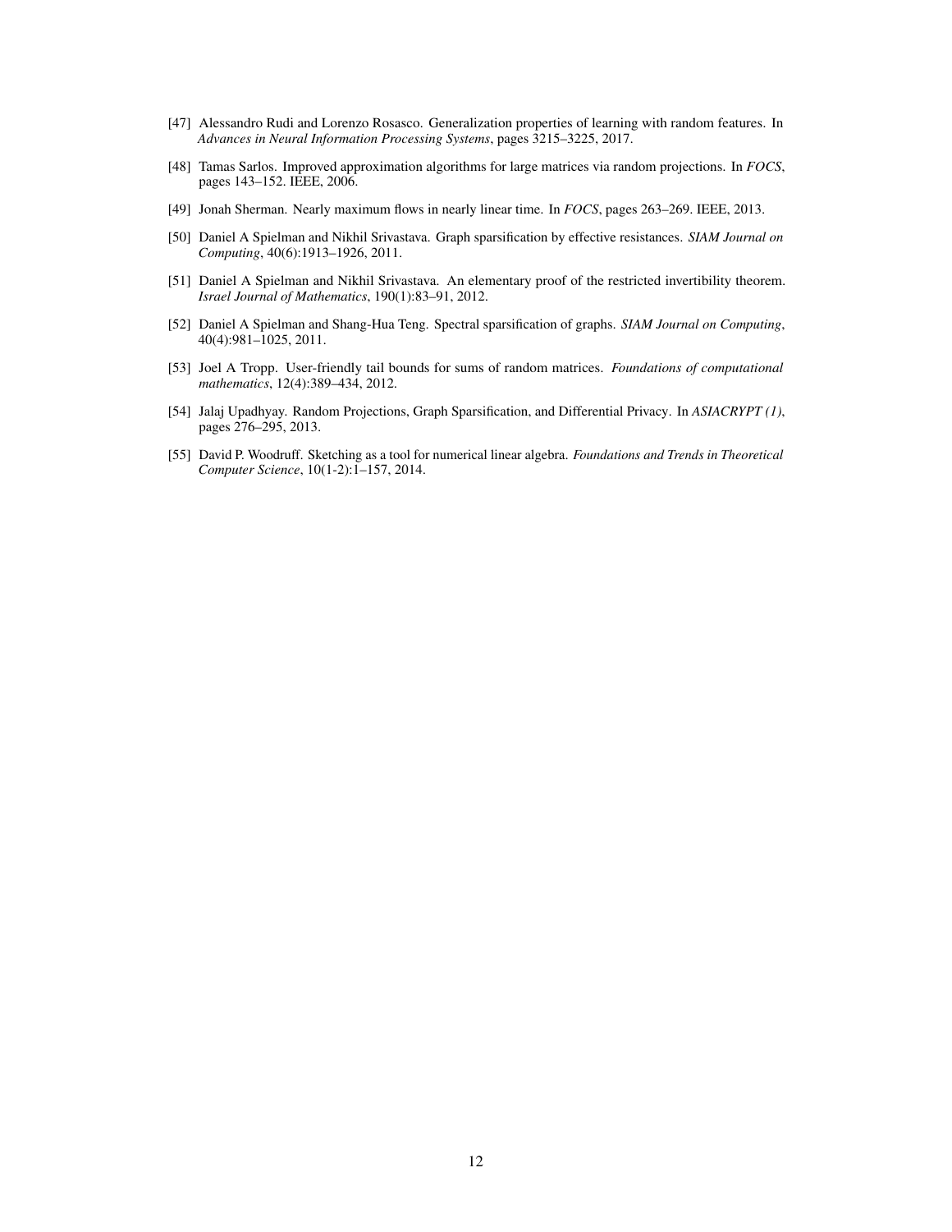[47] Alessandro Rudi and Lorenzo Rosasco. Generalization properties of learning with random features. In *Advances in Neural Information Processing Systems*, pages 3215–3225, 2017.

[48] Tamas Sarlos. Improved approximation algorithms for large matrices via random projections. In *FOCS*, pages 143–152. IEEE, 2006.

[49] Jonah Sherman. Nearly maximum flows in nearly linear time. In *FOCS*, pages 263–269. IEEE, 2013.

[50] Daniel A Spielman and Nikhil Srivastava. Graph sparsification by effective resistances. *SIAM Journal on Computing*, 40(6):1913–1926, 2011.

[51] Daniel A Spielman and Nikhil Srivastava. An elementary proof of the restricted invertibility theorem. *Israel Journal of Mathematics*, 190(1):83–91, 2012.

[52] Daniel A Spielman and Shang-Hua Teng. Spectral sparsification of graphs. *SIAM Journal on Computing*, 40(4):981–1025, 2011.

[53] Joel A Tropp. User-friendly tail bounds for sums of random matrices. *Foundations of computational mathematics*, 12(4):389–434, 2012.

[54] Jalaj Upadhyay. Random Projections, Graph Sparsification, and Differential Privacy. In *ASIACRYPT (1)*, pages 276–295, 2013.

[55] David P. Woodruff. Sketching as a tool for numerical linear algebra. *Foundations and Trends in Theoretical Computer Science*, 10(1-2):1–157, 2014.